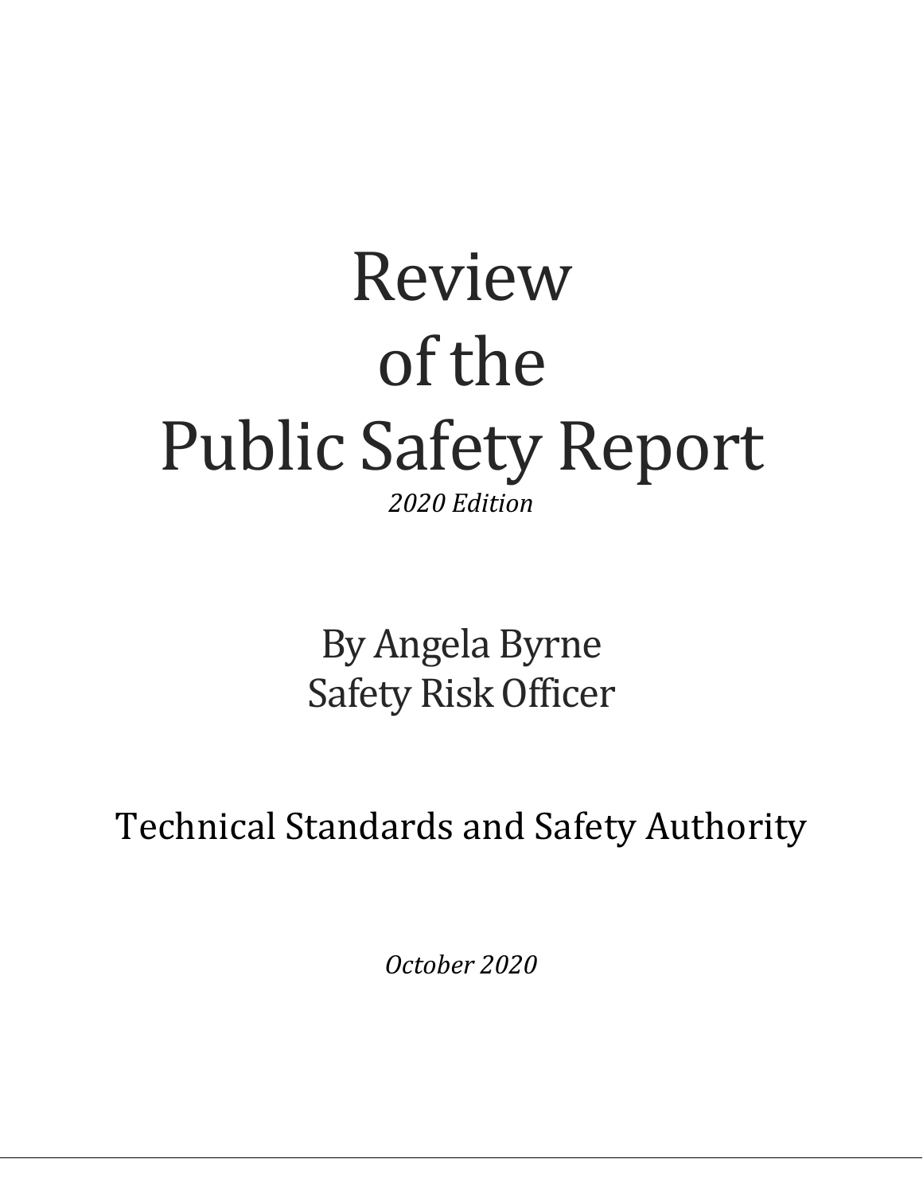# Review of the Public Safety Report

*2020 Edition*

By Angela Byrne
Safety Risk Officer

Technical Standards and Safety Authority

*October 2020*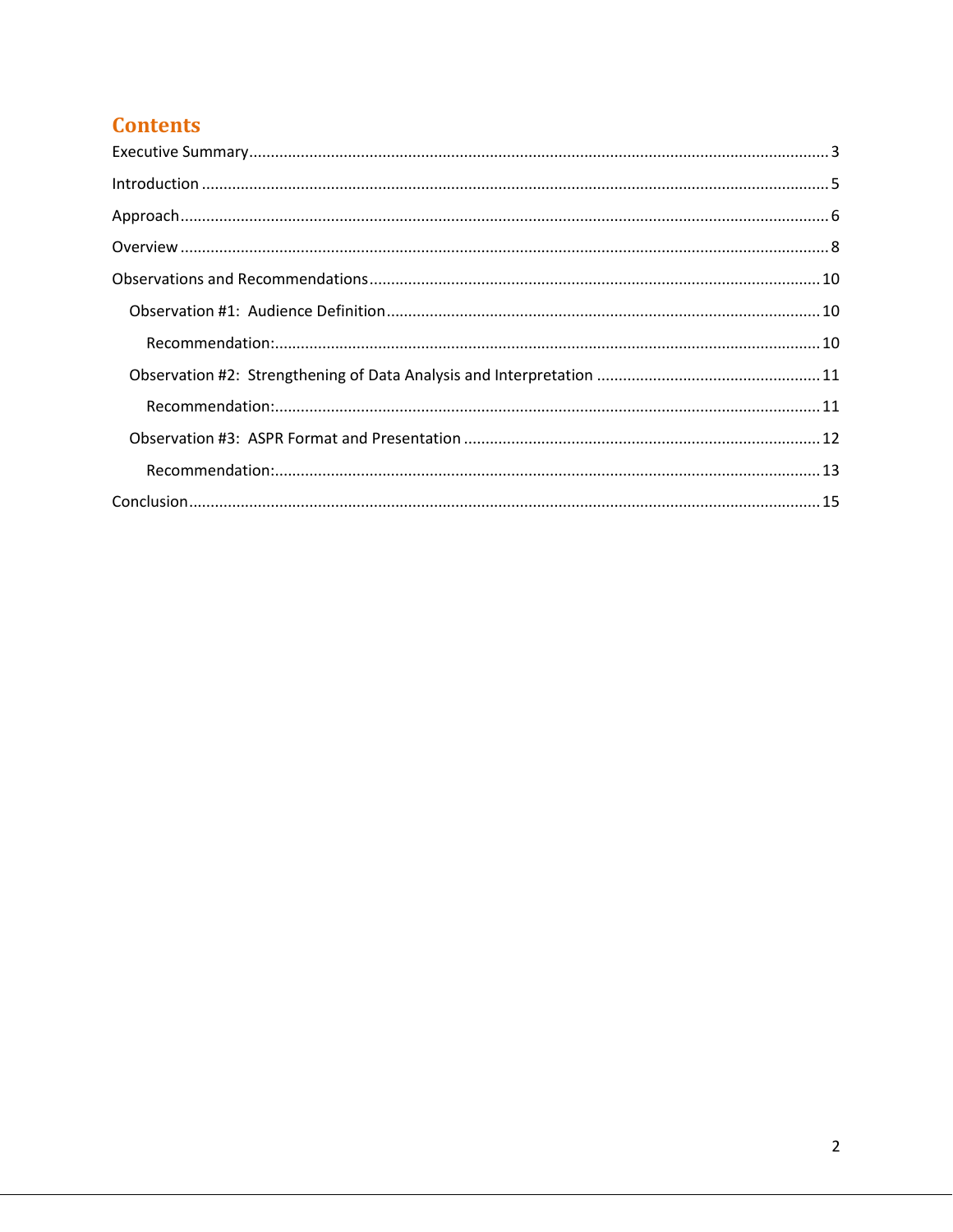# Contents

- Executive Summary ..................................... 3
- Introduction ..................................... 5
- Approach ..................................... 6
- Overview ..................................... 8
- Observations and Recommendations ..................................... 10
  - Observation #1: Audience Definition ..................................... 10
    - Recommendation: ..................................... 10
  - Observation #2: Strengthening of Data Analysis and Interpretation ..................................... 11
    - Recommendation: ..................................... 11
  - Observation #3: ASPR Format and Presentation ..................................... 12
    - Recommendation: ..................................... 13
- Conclusion ..................................... 15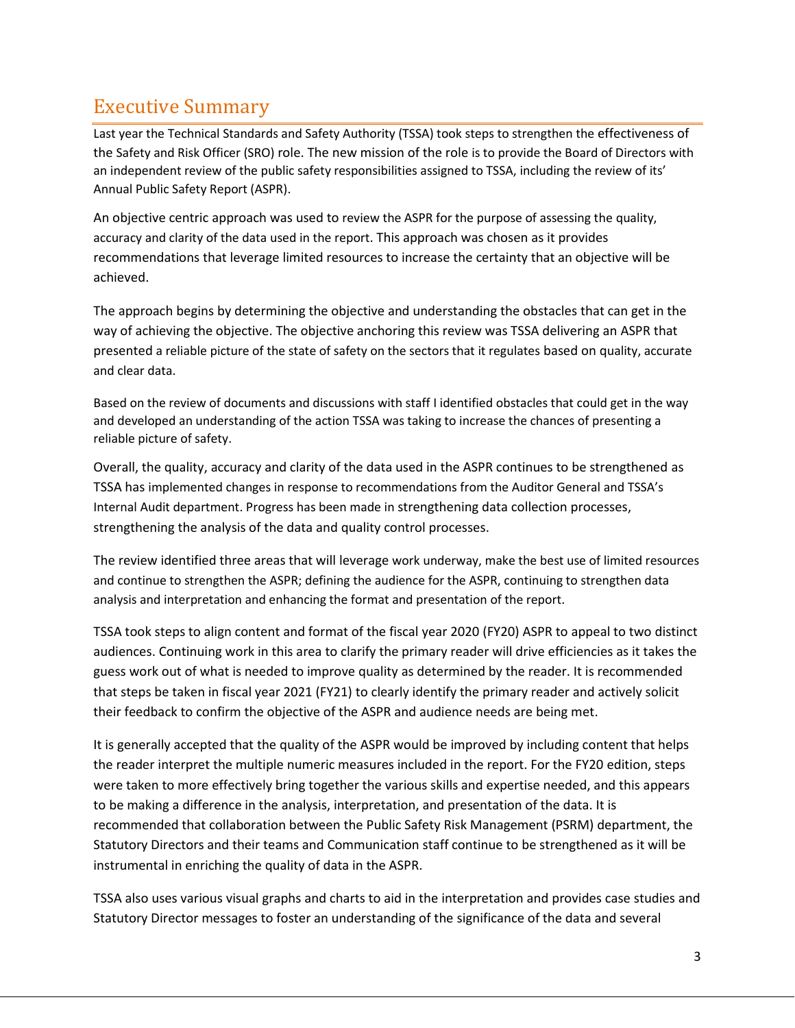# Executive Summary

Last year the Technical Standards and Safety Authority (TSSA) took steps to strengthen the effectiveness of the Safety and Risk Officer (SRO) role. The new mission of the role is to provide the Board of Directors with an independent review of the public safety responsibilities assigned to TSSA, including the review of its' Annual Public Safety Report (ASPR).

An objective centric approach was used to review the ASPR for the purpose of assessing the quality, accuracy and clarity of the data used in the report. This approach was chosen as it provides recommendations that leverage limited resources to increase the certainty that an objective will be achieved.

The approach begins by determining the objective and understanding the obstacles that can get in the way of achieving the objective. The objective anchoring this review was TSSA delivering an ASPR that presented a reliable picture of the state of safety on the sectors that it regulates based on quality, accurate and clear data.

Based on the review of documents and discussions with staff I identified obstacles that could get in the way and developed an understanding of the action TSSA was taking to increase the chances of presenting a reliable picture of safety.

Overall, the quality, accuracy and clarity of the data used in the ASPR continues to be strengthened as TSSA has implemented changes in response to recommendations from the Auditor General and TSSA's Internal Audit department. Progress has been made in strengthening data collection processes, strengthening the analysis of the data and quality control processes.

The review identified three areas that will leverage work underway, make the best use of limited resources and continue to strengthen the ASPR; defining the audience for the ASPR, continuing to strengthen data analysis and interpretation and enhancing the format and presentation of the report.

TSSA took steps to align content and format of the fiscal year 2020 (FY20) ASPR to appeal to two distinct audiences. Continuing work in this area to clarify the primary reader will drive efficiencies as it takes the guess work out of what is needed to improve quality as determined by the reader. It is recommended that steps be taken in fiscal year 2021 (FY21) to clearly identify the primary reader and actively solicit their feedback to confirm the objective of the ASPR and audience needs are being met.

It is generally accepted that the quality of the ASPR would be improved by including content that helps the reader interpret the multiple numeric measures included in the report. For the FY20 edition, steps were taken to more effectively bring together the various skills and expertise needed, and this appears to be making a difference in the analysis, interpretation, and presentation of the data. It is recommended that collaboration between the Public Safety Risk Management (PSRM) department, the Statutory Directors and their teams and Communication staff continue to be strengthened as it will be instrumental in enriching the quality of data in the ASPR.

TSSA also uses various visual graphs and charts to aid in the interpretation and provides case studies and Statutory Director messages to foster an understanding of the significance of the data and several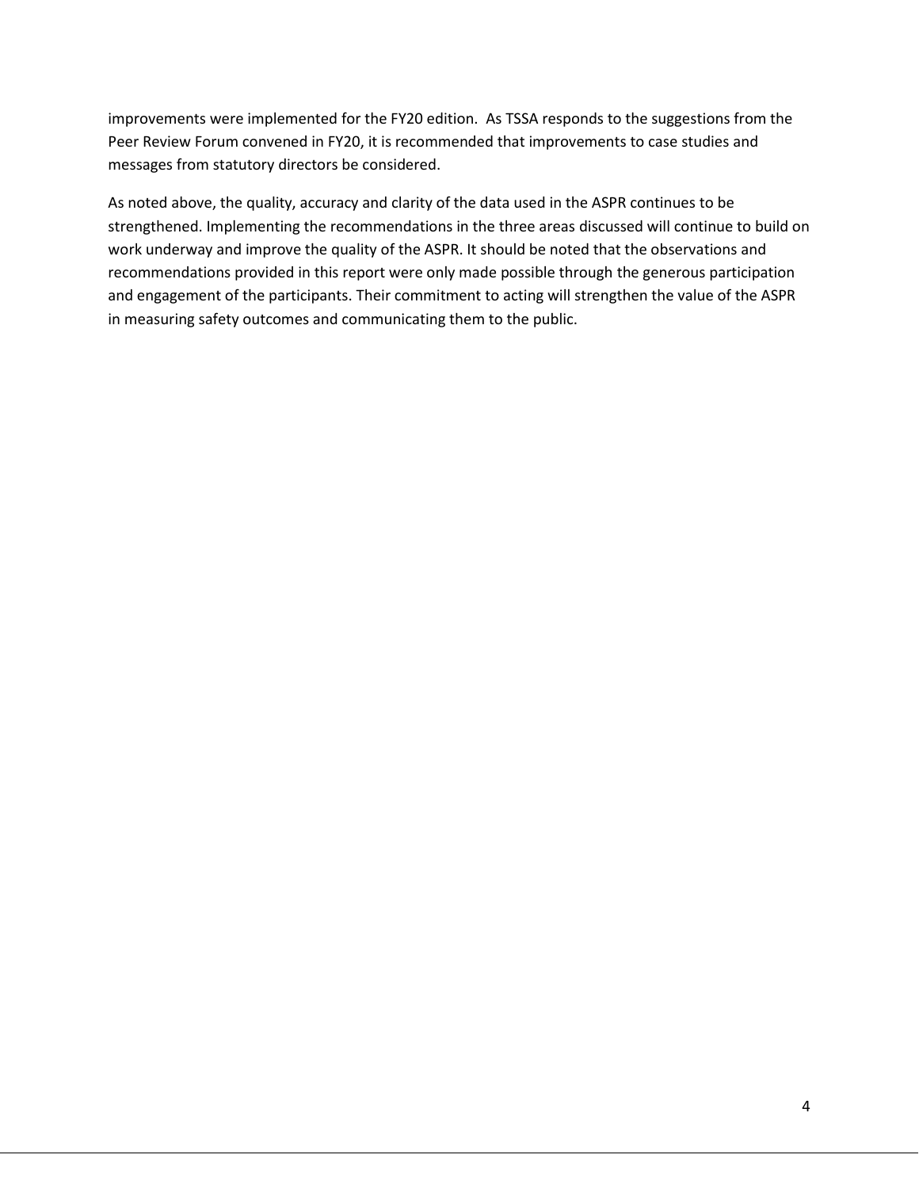improvements were implemented for the FY20 edition. As TSSA responds to the suggestions from the Peer Review Forum convened in FY20, it is recommended that improvements to case studies and messages from statutory directors be considered.

As noted above, the quality, accuracy and clarity of the data used in the ASPR continues to be strengthened. Implementing the recommendations in the three areas discussed will continue to build on work underway and improve the quality of the ASPR. It should be noted that the observations and recommendations provided in this report were only made possible through the generous participation and engagement of the participants. Their commitment to acting will strengthen the value of the ASPR in measuring safety outcomes and communicating them to the public.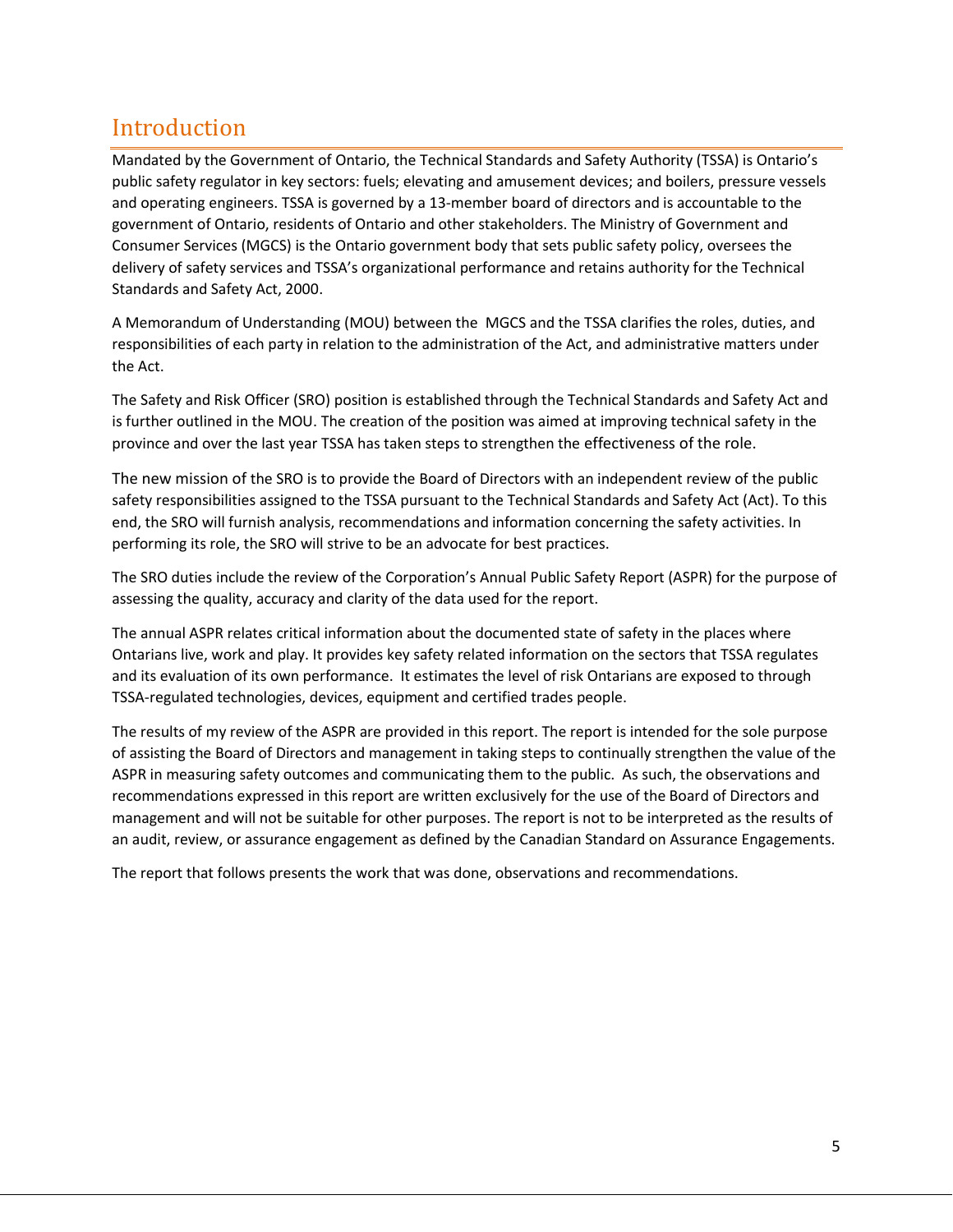# Introduction

Mandated by the Government of Ontario, the Technical Standards and Safety Authority (TSSA) is Ontario's public safety regulator in key sectors: fuels; elevating and amusement devices; and boilers, pressure vessels and operating engineers. TSSA is governed by a 13-member board of directors and is accountable to the government of Ontario, residents of Ontario and other stakeholders. The Ministry of Government and Consumer Services (MGCS) is the Ontario government body that sets public safety policy, oversees the delivery of safety services and TSSA's organizational performance and retains authority for the Technical Standards and Safety Act, 2000.

A Memorandum of Understanding (MOU) between the MGCS and the TSSA clarifies the roles, duties, and responsibilities of each party in relation to the administration of the Act, and administrative matters under the Act.

The Safety and Risk Officer (SRO) position is established through the Technical Standards and Safety Act and is further outlined in the MOU. The creation of the position was aimed at improving technical safety in the province and over the last year TSSA has taken steps to strengthen the effectiveness of the role.

The new mission of the SRO is to provide the Board of Directors with an independent review of the public safety responsibilities assigned to the TSSA pursuant to the Technical Standards and Safety Act (Act). To this end, the SRO will furnish analysis, recommendations and information concerning the safety activities. In performing its role, the SRO will strive to be an advocate for best practices.

The SRO duties include the review of the Corporation's Annual Public Safety Report (ASPR) for the purpose of assessing the quality, accuracy and clarity of the data used for the report.

The annual ASPR relates critical information about the documented state of safety in the places where Ontarians live, work and play. It provides key safety related information on the sectors that TSSA regulates and its evaluation of its own performance. It estimates the level of risk Ontarians are exposed to through TSSA-regulated technologies, devices, equipment and certified trades people.

The results of my review of the ASPR are provided in this report. The report is intended for the sole purpose of assisting the Board of Directors and management in taking steps to continually strengthen the value of the ASPR in measuring safety outcomes and communicating them to the public. As such, the observations and recommendations expressed in this report are written exclusively for the use of the Board of Directors and management and will not be suitable for other purposes. The report is not to be interpreted as the results of an audit, review, or assurance engagement as defined by the Canadian Standard on Assurance Engagements.

The report that follows presents the work that was done, observations and recommendations.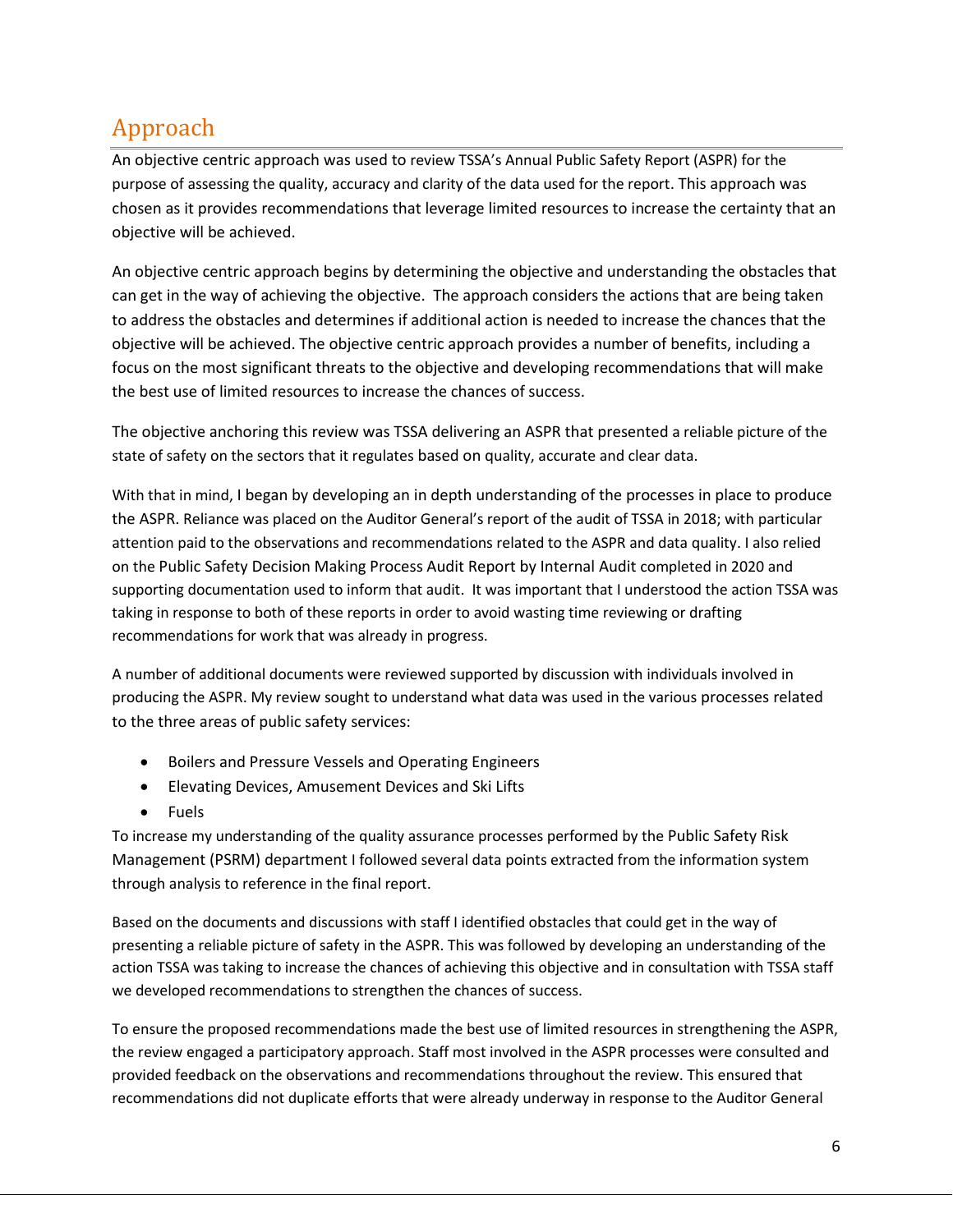# Approach

An objective centric approach was used to review TSSA's Annual Public Safety Report (ASPR) for the purpose of assessing the quality, accuracy and clarity of the data used for the report. This approach was chosen as it provides recommendations that leverage limited resources to increase the certainty that an objective will be achieved.

An objective centric approach begins by determining the objective and understanding the obstacles that can get in the way of achieving the objective. The approach considers the actions that are being taken to address the obstacles and determines if additional action is needed to increase the chances that the objective will be achieved. The objective centric approach provides a number of benefits, including a focus on the most significant threats to the objective and developing recommendations that will make the best use of limited resources to increase the chances of success.

The objective anchoring this review was TSSA delivering an ASPR that presented a reliable picture of the state of safety on the sectors that it regulates based on quality, accurate and clear data.

With that in mind, I began by developing an in depth understanding of the processes in place to produce the ASPR. Reliance was placed on the Auditor General's report of the audit of TSSA in 2018; with particular attention paid to the observations and recommendations related to the ASPR and data quality. I also relied on the Public Safety Decision Making Process Audit Report by Internal Audit completed in 2020 and supporting documentation used to inform that audit. It was important that I understood the action TSSA was taking in response to both of these reports in order to avoid wasting time reviewing or drafting recommendations for work that was already in progress.

A number of additional documents were reviewed supported by discussion with individuals involved in producing the ASPR. My review sought to understand what data was used in the various processes related to the three areas of public safety services:

- Boilers and Pressure Vessels and Operating Engineers
- Elevating Devices, Amusement Devices and Ski Lifts
- Fuels

To increase my understanding of the quality assurance processes performed by the Public Safety Risk Management (PSRM) department I followed several data points extracted from the information system through analysis to reference in the final report.

Based on the documents and discussions with staff I identified obstacles that could get in the way of presenting a reliable picture of safety in the ASPR. This was followed by developing an understanding of the action TSSA was taking to increase the chances of achieving this objective and in consultation with TSSA staff we developed recommendations to strengthen the chances of success.

To ensure the proposed recommendations made the best use of limited resources in strengthening the ASPR, the review engaged a participatory approach. Staff most involved in the ASPR processes were consulted and provided feedback on the observations and recommendations throughout the review. This ensured that recommendations did not duplicate efforts that were already underway in response to the Auditor General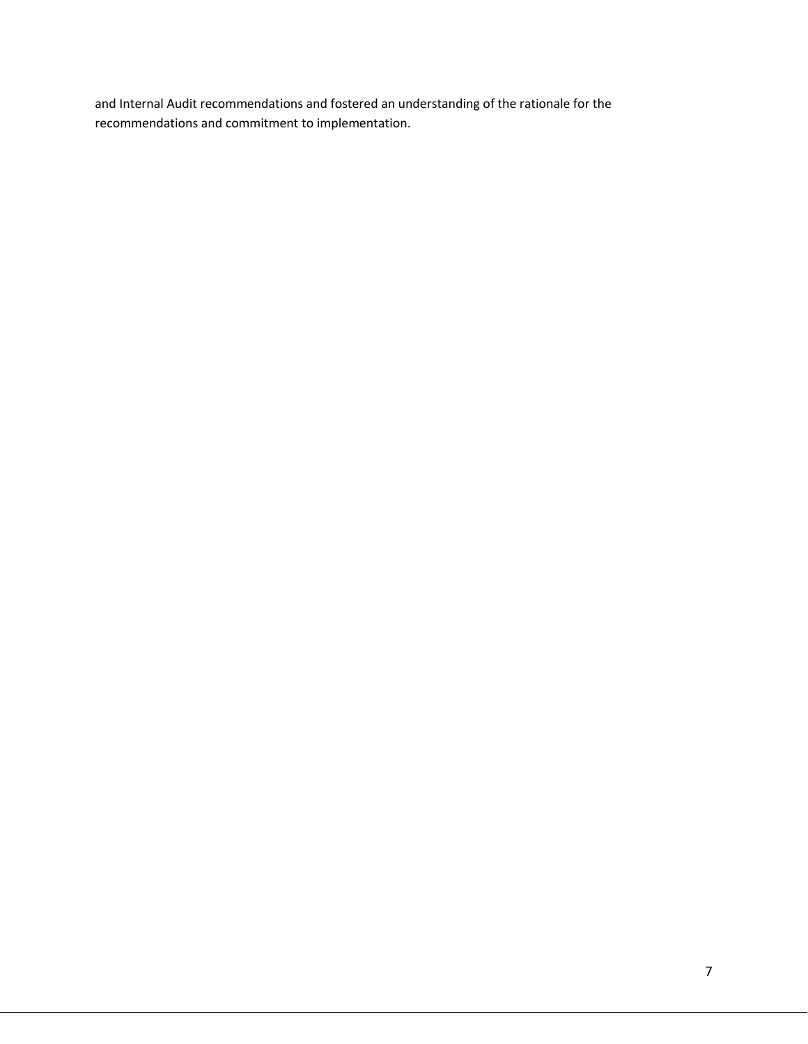and Internal Audit recommendations and fostered an understanding of the rationale for the recommendations and commitment to implementation.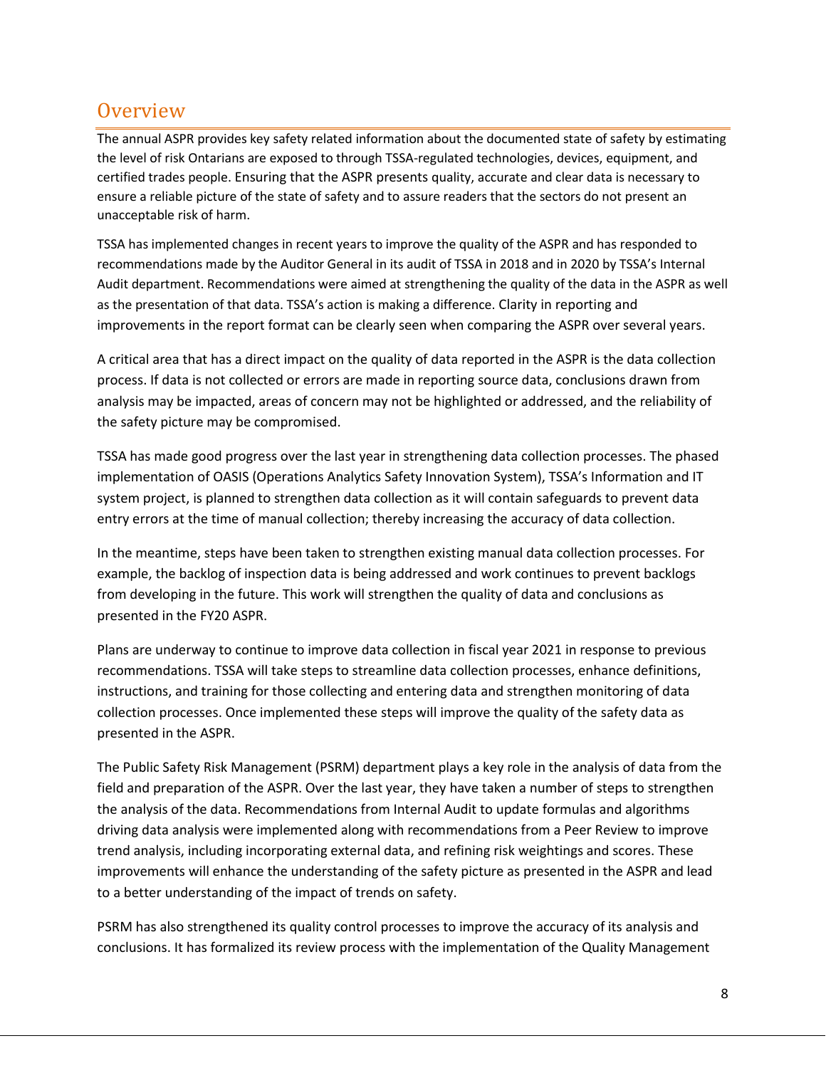## Overview

The annual ASPR provides key safety related information about the documented state of safety by estimating the level of risk Ontarians are exposed to through TSSA-regulated technologies, devices, equipment, and certified trades people. Ensuring that the ASPR presents quality, accurate and clear data is necessary to ensure a reliable picture of the state of safety and to assure readers that the sectors do not present an unacceptable risk of harm.

TSSA has implemented changes in recent years to improve the quality of the ASPR and has responded to recommendations made by the Auditor General in its audit of TSSA in 2018 and in 2020 by TSSA's Internal Audit department. Recommendations were aimed at strengthening the quality of the data in the ASPR as well as the presentation of that data. TSSA's action is making a difference. Clarity in reporting and improvements in the report format can be clearly seen when comparing the ASPR over several years.

A critical area that has a direct impact on the quality of data reported in the ASPR is the data collection process. If data is not collected or errors are made in reporting source data, conclusions drawn from analysis may be impacted, areas of concern may not be highlighted or addressed, and the reliability of the safety picture may be compromised.

TSSA has made good progress over the last year in strengthening data collection processes. The phased implementation of OASIS (Operations Analytics Safety Innovation System), TSSA's Information and IT system project, is planned to strengthen data collection as it will contain safeguards to prevent data entry errors at the time of manual collection; thereby increasing the accuracy of data collection.

In the meantime, steps have been taken to strengthen existing manual data collection processes. For example, the backlog of inspection data is being addressed and work continues to prevent backlogs from developing in the future. This work will strengthen the quality of data and conclusions as presented in the FY20 ASPR.

Plans are underway to continue to improve data collection in fiscal year 2021 in response to previous recommendations. TSSA will take steps to streamline data collection processes, enhance definitions, instructions, and training for those collecting and entering data and strengthen monitoring of data collection processes. Once implemented these steps will improve the quality of the safety data as presented in the ASPR.

The Public Safety Risk Management (PSRM) department plays a key role in the analysis of data from the field and preparation of the ASPR. Over the last year, they have taken a number of steps to strengthen the analysis of the data. Recommendations from Internal Audit to update formulas and algorithms driving data analysis were implemented along with recommendations from a Peer Review to improve trend analysis, including incorporating external data, and refining risk weightings and scores. These improvements will enhance the understanding of the safety picture as presented in the ASPR and lead to a better understanding of the impact of trends on safety.

PSRM has also strengthened its quality control processes to improve the accuracy of its analysis and conclusions. It has formalized its review process with the implementation of the Quality Management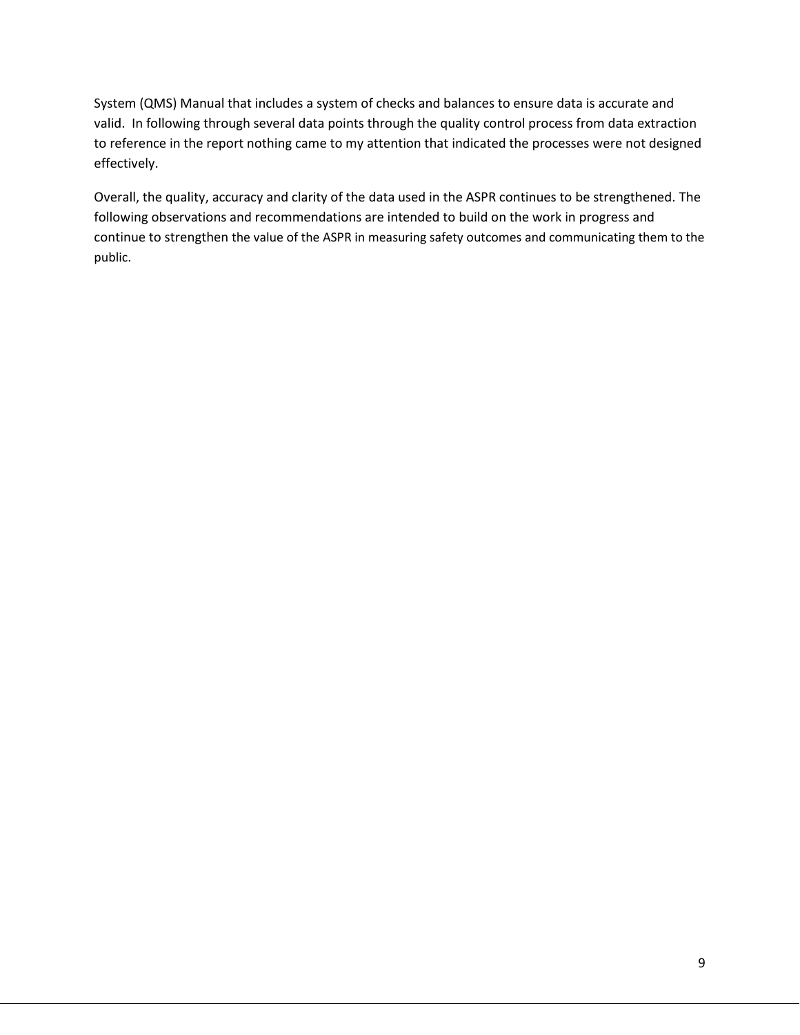System (QMS) Manual that includes a system of checks and balances to ensure data is accurate and valid. In following through several data points through the quality control process from data extraction to reference in the report nothing came to my attention that indicated the processes were not designed effectively.

Overall, the quality, accuracy and clarity of the data used in the ASPR continues to be strengthened. The following observations and recommendations are intended to build on the work in progress and continue to strengthen the value of the ASPR in measuring safety outcomes and communicating them to the public.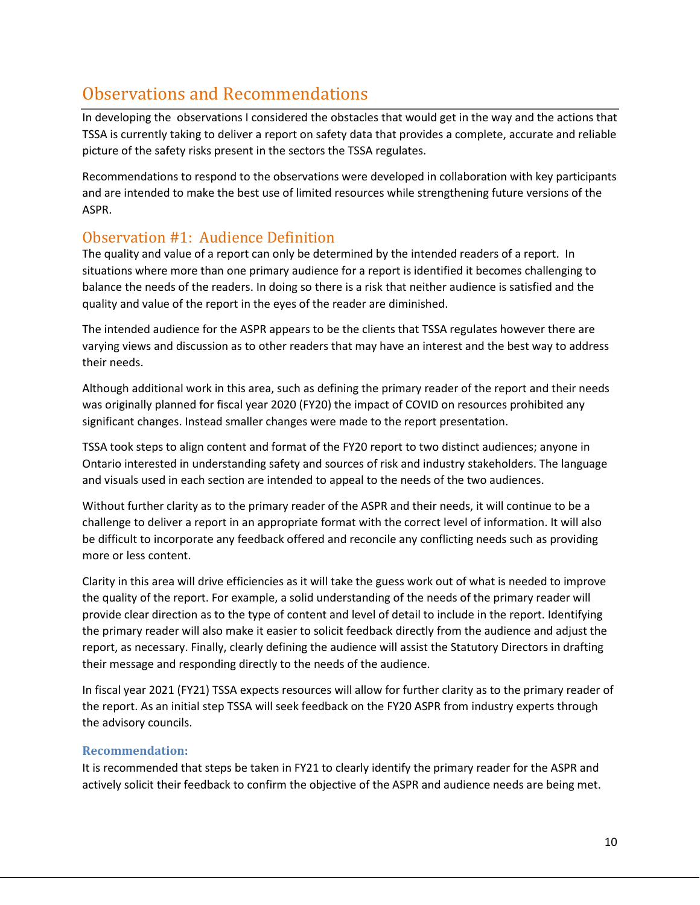# Observations and Recommendations

In developing the observations I considered the obstacles that would get in the way and the actions that TSSA is currently taking to deliver a report on safety data that provides a complete, accurate and reliable picture of the safety risks present in the sectors the TSSA regulates.

Recommendations to respond to the observations were developed in collaboration with key participants and are intended to make the best use of limited resources while strengthening future versions of the ASPR.

## Observation #1: Audience Definition

The quality and value of a report can only be determined by the intended readers of a report. In situations where more than one primary audience for a report is identified it becomes challenging to balance the needs of the readers. In doing so there is a risk that neither audience is satisfied and the quality and value of the report in the eyes of the reader are diminished.

The intended audience for the ASPR appears to be the clients that TSSA regulates however there are varying views and discussion as to other readers that may have an interest and the best way to address their needs.

Although additional work in this area, such as defining the primary reader of the report and their needs was originally planned for fiscal year 2020 (FY20) the impact of COVID on resources prohibited any significant changes. Instead smaller changes were made to the report presentation.

TSSA took steps to align content and format of the FY20 report to two distinct audiences; anyone in Ontario interested in understanding safety and sources of risk and industry stakeholders. The language and visuals used in each section are intended to appeal to the needs of the two audiences.

Without further clarity as to the primary reader of the ASPR and their needs, it will continue to be a challenge to deliver a report in an appropriate format with the correct level of information. It will also be difficult to incorporate any feedback offered and reconcile any conflicting needs such as providing more or less content.

Clarity in this area will drive efficiencies as it will take the guess work out of what is needed to improve the quality of the report. For example, a solid understanding of the needs of the primary reader will provide clear direction as to the type of content and level of detail to include in the report. Identifying the primary reader will also make it easier to solicit feedback directly from the audience and adjust the report, as necessary. Finally, clearly defining the audience will assist the Statutory Directors in drafting their message and responding directly to the needs of the audience.

In fiscal year 2021 (FY21) TSSA expects resources will allow for further clarity as to the primary reader of the report. As an initial step TSSA will seek feedback on the FY20 ASPR from industry experts through the advisory councils.

### Recommendation:

It is recommended that steps be taken in FY21 to clearly identify the primary reader for the ASPR and actively solicit their feedback to confirm the objective of the ASPR and audience needs are being met.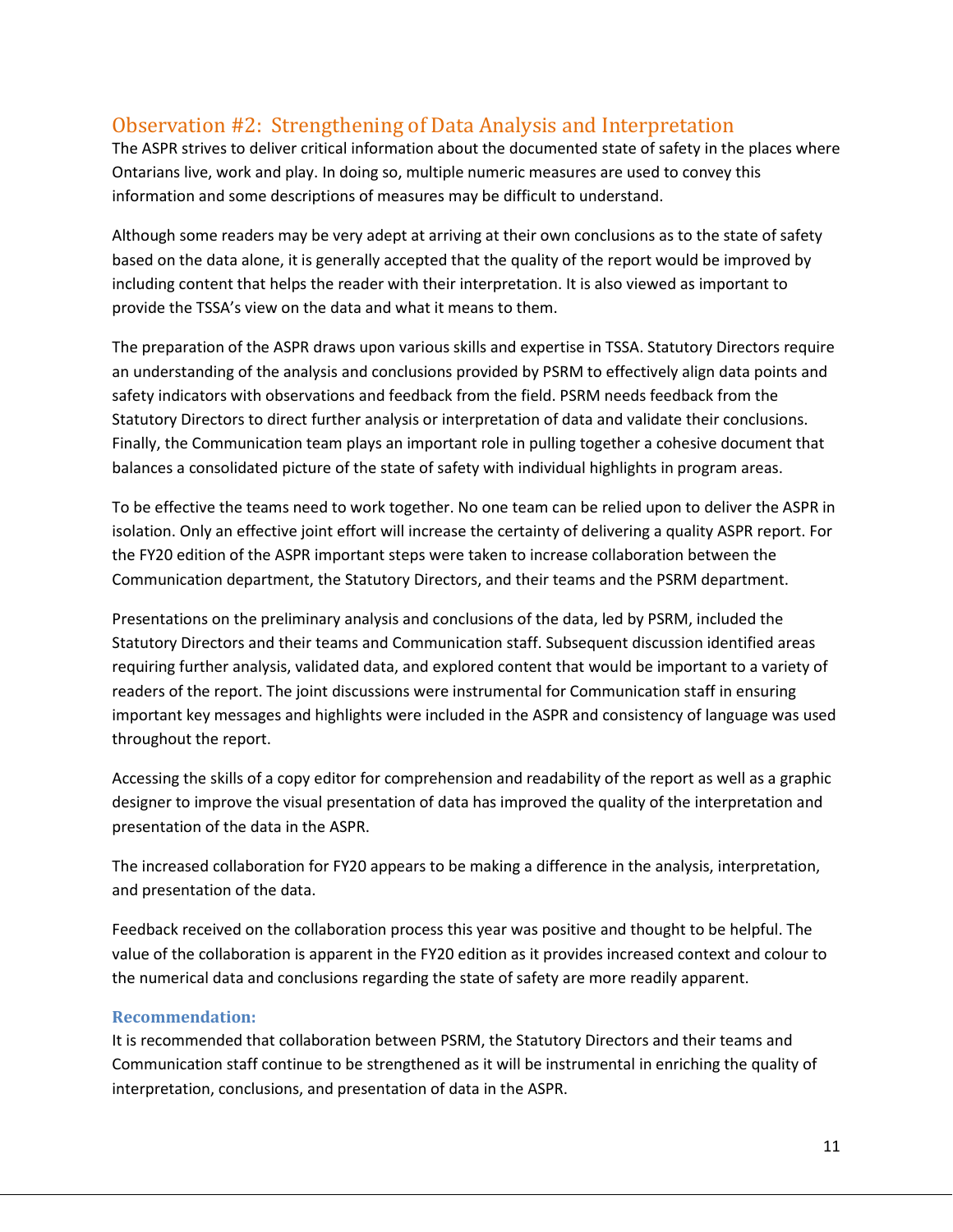## Observation #2: Strengthening of Data Analysis and Interpretation

The ASPR strives to deliver critical information about the documented state of safety in the places where Ontarians live, work and play. In doing so, multiple numeric measures are used to convey this information and some descriptions of measures may be difficult to understand.

Although some readers may be very adept at arriving at their own conclusions as to the state of safety based on the data alone, it is generally accepted that the quality of the report would be improved by including content that helps the reader with their interpretation. It is also viewed as important to provide the TSSA's view on the data and what it means to them.

The preparation of the ASPR draws upon various skills and expertise in TSSA. Statutory Directors require an understanding of the analysis and conclusions provided by PSRM to effectively align data points and safety indicators with observations and feedback from the field. PSRM needs feedback from the Statutory Directors to direct further analysis or interpretation of data and validate their conclusions. Finally, the Communication team plays an important role in pulling together a cohesive document that balances a consolidated picture of the state of safety with individual highlights in program areas.

To be effective the teams need to work together. No one team can be relied upon to deliver the ASPR in isolation. Only an effective joint effort will increase the certainty of delivering a quality ASPR report. For the FY20 edition of the ASPR important steps were taken to increase collaboration between the Communication department, the Statutory Directors, and their teams and the PSRM department.

Presentations on the preliminary analysis and conclusions of the data, led by PSRM, included the Statutory Directors and their teams and Communication staff. Subsequent discussion identified areas requiring further analysis, validated data, and explored content that would be important to a variety of readers of the report. The joint discussions were instrumental for Communication staff in ensuring important key messages and highlights were included in the ASPR and consistency of language was used throughout the report.

Accessing the skills of a copy editor for comprehension and readability of the report as well as a graphic designer to improve the visual presentation of data has improved the quality of the interpretation and presentation of the data in the ASPR.

The increased collaboration for FY20 appears to be making a difference in the analysis, interpretation, and presentation of the data.

Feedback received on the collaboration process this year was positive and thought to be helpful. The value of the collaboration is apparent in the FY20 edition as it provides increased context and colour to the numerical data and conclusions regarding the state of safety are more readily apparent.

### Recommendation:

It is recommended that collaboration between PSRM, the Statutory Directors and their teams and Communication staff continue to be strengthened as it will be instrumental in enriching the quality of interpretation, conclusions, and presentation of data in the ASPR.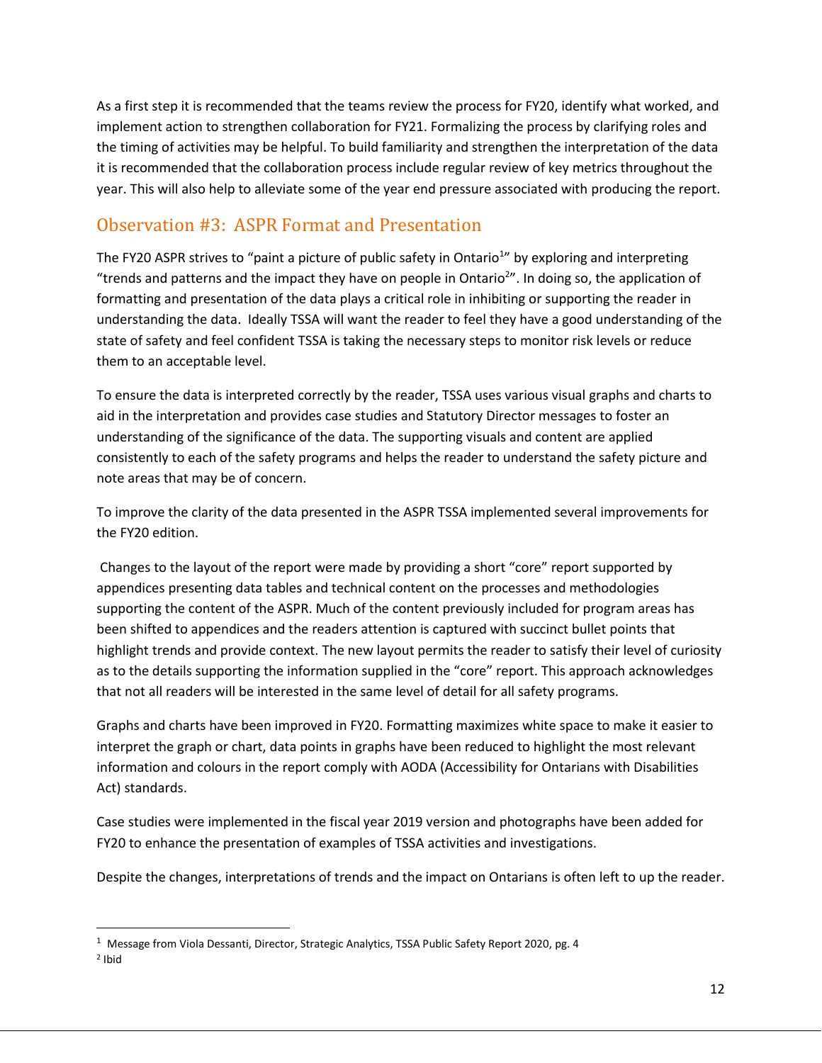As a first step it is recommended that the teams review the process for FY20, identify what worked, and implement action to strengthen collaboration for FY21. Formalizing the process by clarifying roles and the timing of activities may be helpful. To build familiarity and strengthen the interpretation of the data it is recommended that the collaboration process include regular review of key metrics throughout the year. This will also help to alleviate some of the year end pressure associated with producing the report.

## Observation #3: ASPR Format and Presentation

The FY20 ASPR strives to "paint a picture of public safety in Ontario[1]" by exploring and interpreting "trends and patterns and the impact they have on people in Ontario[2]". In doing so, the application of formatting and presentation of the data plays a critical role in inhibiting or supporting the reader in understanding the data. Ideally TSSA will want the reader to feel they have a good understanding of the state of safety and feel confident TSSA is taking the necessary steps to monitor risk levels or reduce them to an acceptable level.

To ensure the data is interpreted correctly by the reader, TSSA uses various visual graphs and charts to aid in the interpretation and provides case studies and Statutory Director messages to foster an understanding of the significance of the data. The supporting visuals and content are applied consistently to each of the safety programs and helps the reader to understand the safety picture and note areas that may be of concern.

To improve the clarity of the data presented in the ASPR TSSA implemented several improvements for the FY20 edition.

Changes to the layout of the report were made by providing a short "core" report supported by appendices presenting data tables and technical content on the processes and methodologies supporting the content of the ASPR. Much of the content previously included for program areas has been shifted to appendices and the readers attention is captured with succinct bullet points that highlight trends and provide context. The new layout permits the reader to satisfy their level of curiosity as to the details supporting the information supplied in the "core" report. This approach acknowledges that not all readers will be interested in the same level of detail for all safety programs.

Graphs and charts have been improved in FY20. Formatting maximizes white space to make it easier to interpret the graph or chart, data points in graphs have been reduced to highlight the most relevant information and colours in the report comply with AODA (Accessibility for Ontarians with Disabilities Act) standards.

Case studies were implemented in the fiscal year 2019 version and photographs have been added for FY20 to enhance the presentation of examples of TSSA activities and investigations.

Despite the changes, interpretations of trends and the impact on Ontarians is often left to up the reader.

---

[1] Message from Viola Dessanti, Director, Strategic Analytics, TSSA Public Safety Report 2020, pg. 4

[2] Ibid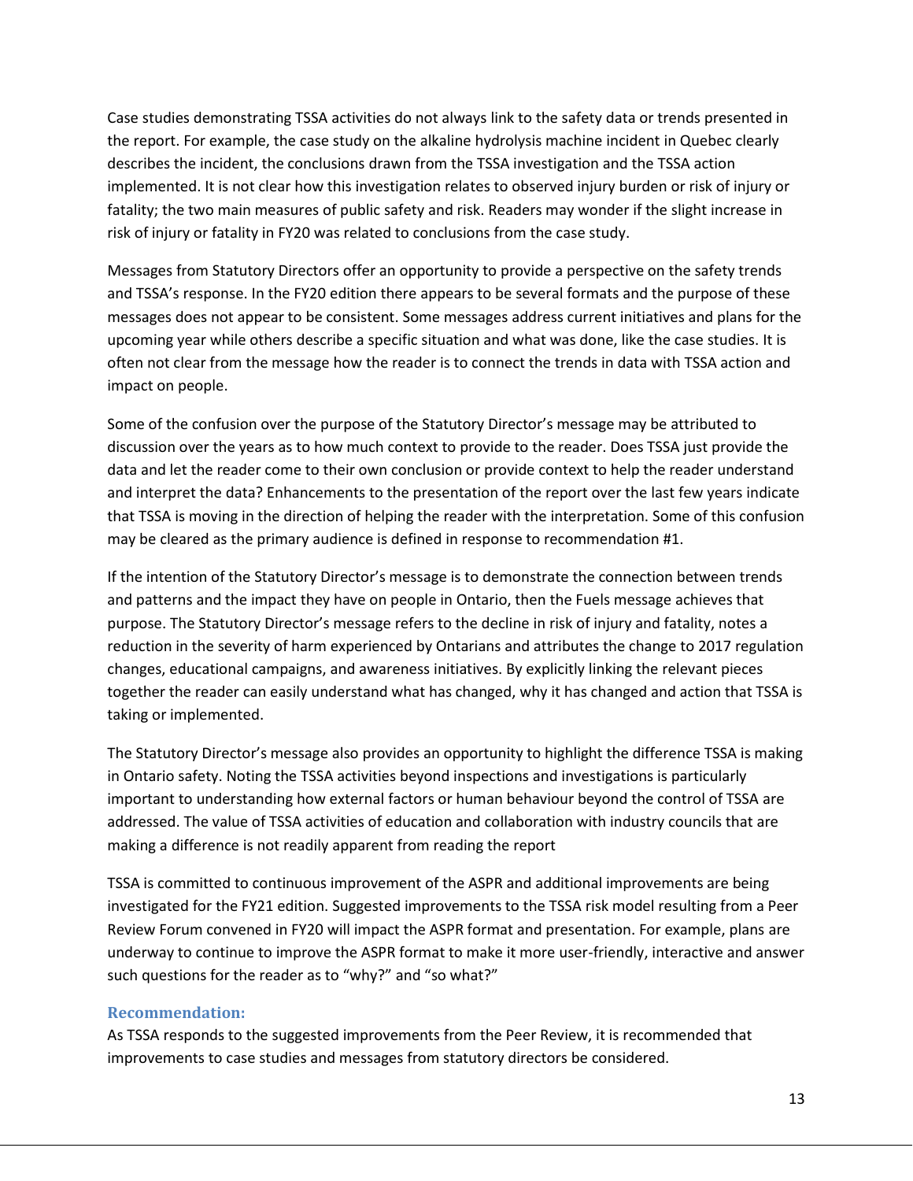Case studies demonstrating TSSA activities do not always link to the safety data or trends presented in the report. For example, the case study on the alkaline hydrolysis machine incident in Quebec clearly describes the incident, the conclusions drawn from the TSSA investigation and the TSSA action implemented. It is not clear how this investigation relates to observed injury burden or risk of injury or fatality; the two main measures of public safety and risk. Readers may wonder if the slight increase in risk of injury or fatality in FY20 was related to conclusions from the case study.

Messages from Statutory Directors offer an opportunity to provide a perspective on the safety trends and TSSA's response. In the FY20 edition there appears to be several formats and the purpose of these messages does not appear to be consistent. Some messages address current initiatives and plans for the upcoming year while others describe a specific situation and what was done, like the case studies. It is often not clear from the message how the reader is to connect the trends in data with TSSA action and impact on people.

Some of the confusion over the purpose of the Statutory Director's message may be attributed to discussion over the years as to how much context to provide to the reader. Does TSSA just provide the data and let the reader come to their own conclusion or provide context to help the reader understand and interpret the data? Enhancements to the presentation of the report over the last few years indicate that TSSA is moving in the direction of helping the reader with the interpretation. Some of this confusion may be cleared as the primary audience is defined in response to recommendation #1.

If the intention of the Statutory Director's message is to demonstrate the connection between trends and patterns and the impact they have on people in Ontario, then the Fuels message achieves that purpose. The Statutory Director's message refers to the decline in risk of injury and fatality, notes a reduction in the severity of harm experienced by Ontarians and attributes the change to 2017 regulation changes, educational campaigns, and awareness initiatives. By explicitly linking the relevant pieces together the reader can easily understand what has changed, why it has changed and action that TSSA is taking or implemented.

The Statutory Director's message also provides an opportunity to highlight the difference TSSA is making in Ontario safety. Noting the TSSA activities beyond inspections and investigations is particularly important to understanding how external factors or human behaviour beyond the control of TSSA are addressed. The value of TSSA activities of education and collaboration with industry councils that are making a difference is not readily apparent from reading the report

TSSA is committed to continuous improvement of the ASPR and additional improvements are being investigated for the FY21 edition. Suggested improvements to the TSSA risk model resulting from a Peer Review Forum convened in FY20 will impact the ASPR format and presentation. For example, plans are underway to continue to improve the ASPR format to make it more user-friendly, interactive and answer such questions for the reader as to "why?" and "so what?"

### Recommendation:

As TSSA responds to the suggested improvements from the Peer Review, it is recommended that improvements to case studies and messages from statutory directors be considered.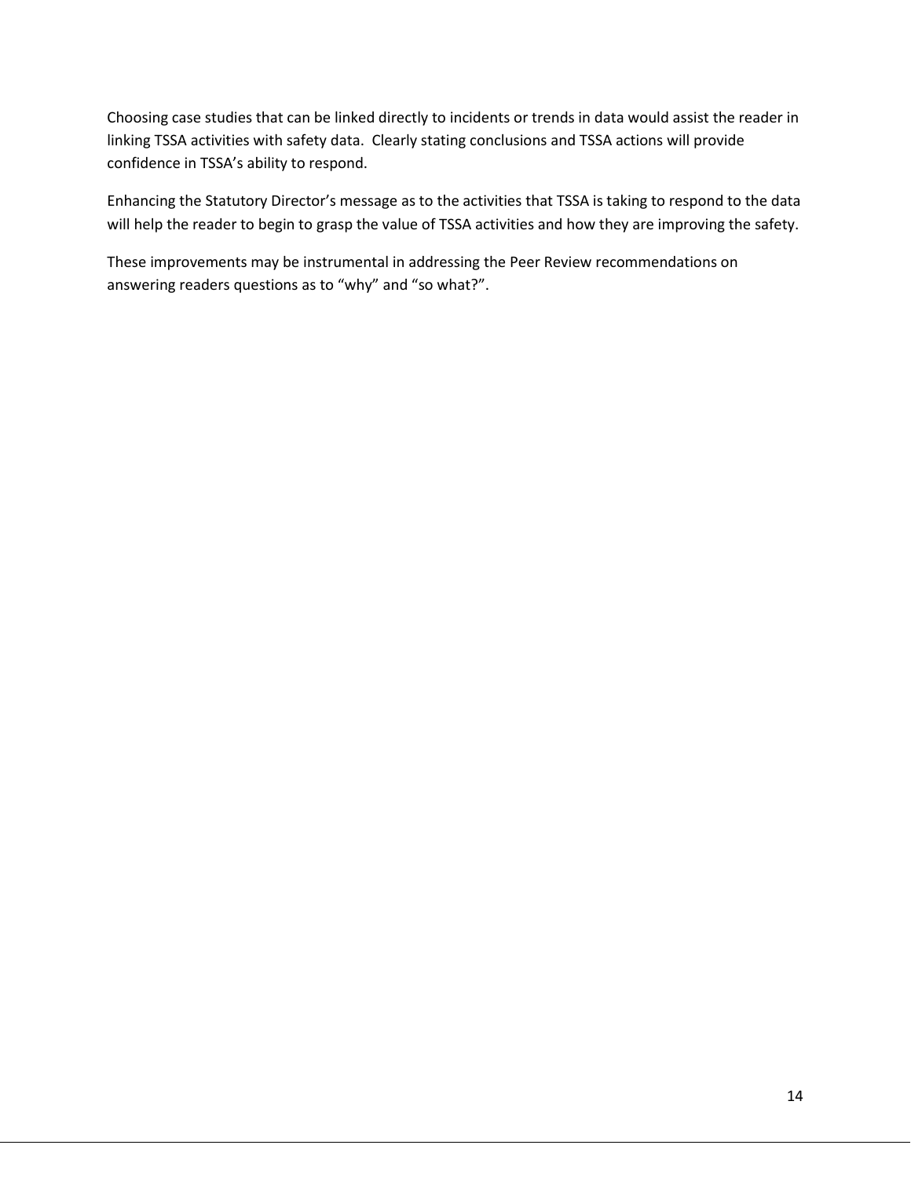Choosing case studies that can be linked directly to incidents or trends in data would assist the reader in linking TSSA activities with safety data. Clearly stating conclusions and TSSA actions will provide confidence in TSSA's ability to respond.

Enhancing the Statutory Director's message as to the activities that TSSA is taking to respond to the data will help the reader to begin to grasp the value of TSSA activities and how they are improving the safety.

These improvements may be instrumental in addressing the Peer Review recommendations on answering readers questions as to "why" and "so what?".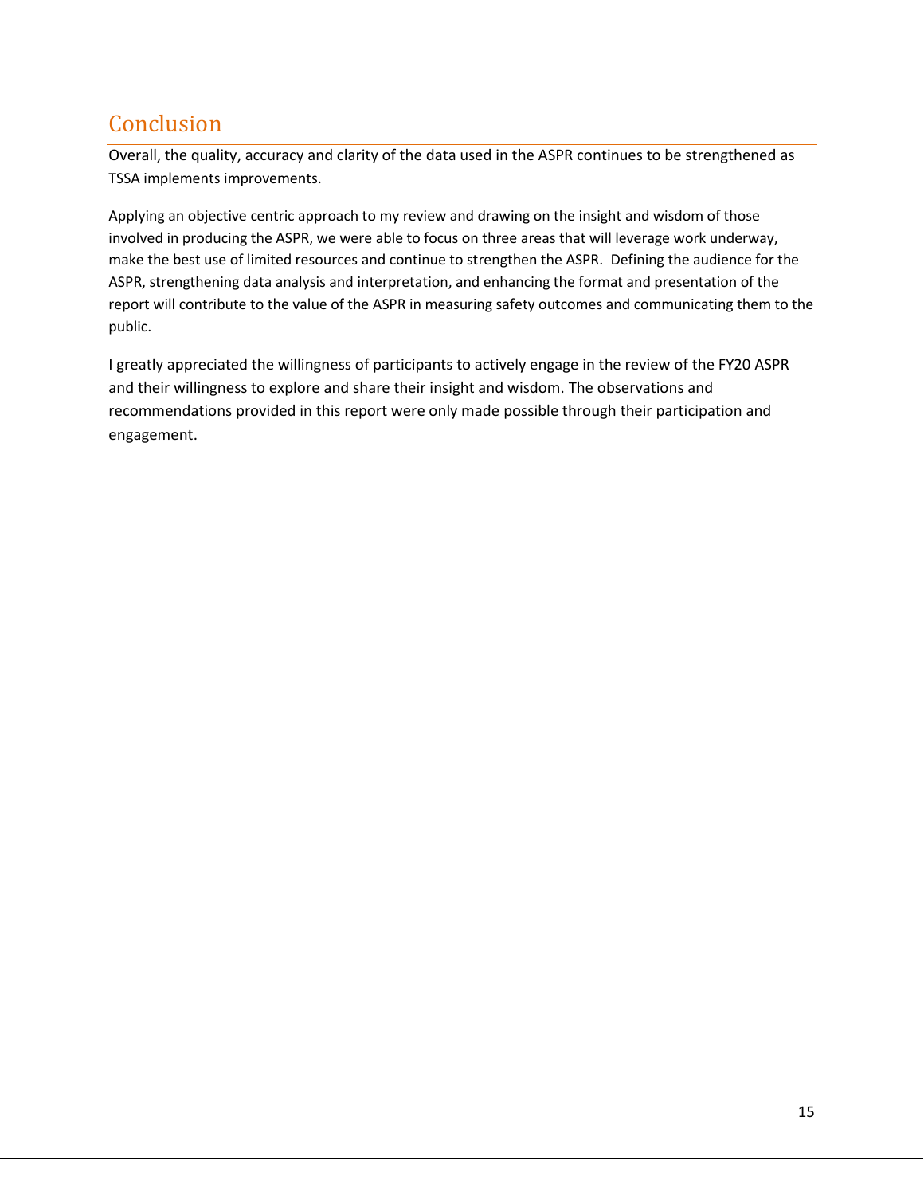## Conclusion

Overall, the quality, accuracy and clarity of the data used in the ASPR continues to be strengthened as TSSA implements improvements.

Applying an objective centric approach to my review and drawing on the insight and wisdom of those involved in producing the ASPR, we were able to focus on three areas that will leverage work underway, make the best use of limited resources and continue to strengthen the ASPR. Defining the audience for the ASPR, strengthening data analysis and interpretation, and enhancing the format and presentation of the report will contribute to the value of the ASPR in measuring safety outcomes and communicating them to the public.

I greatly appreciated the willingness of participants to actively engage in the review of the FY20 ASPR and their willingness to explore and share their insight and wisdom. The observations and recommendations provided in this report were only made possible through their participation and engagement.